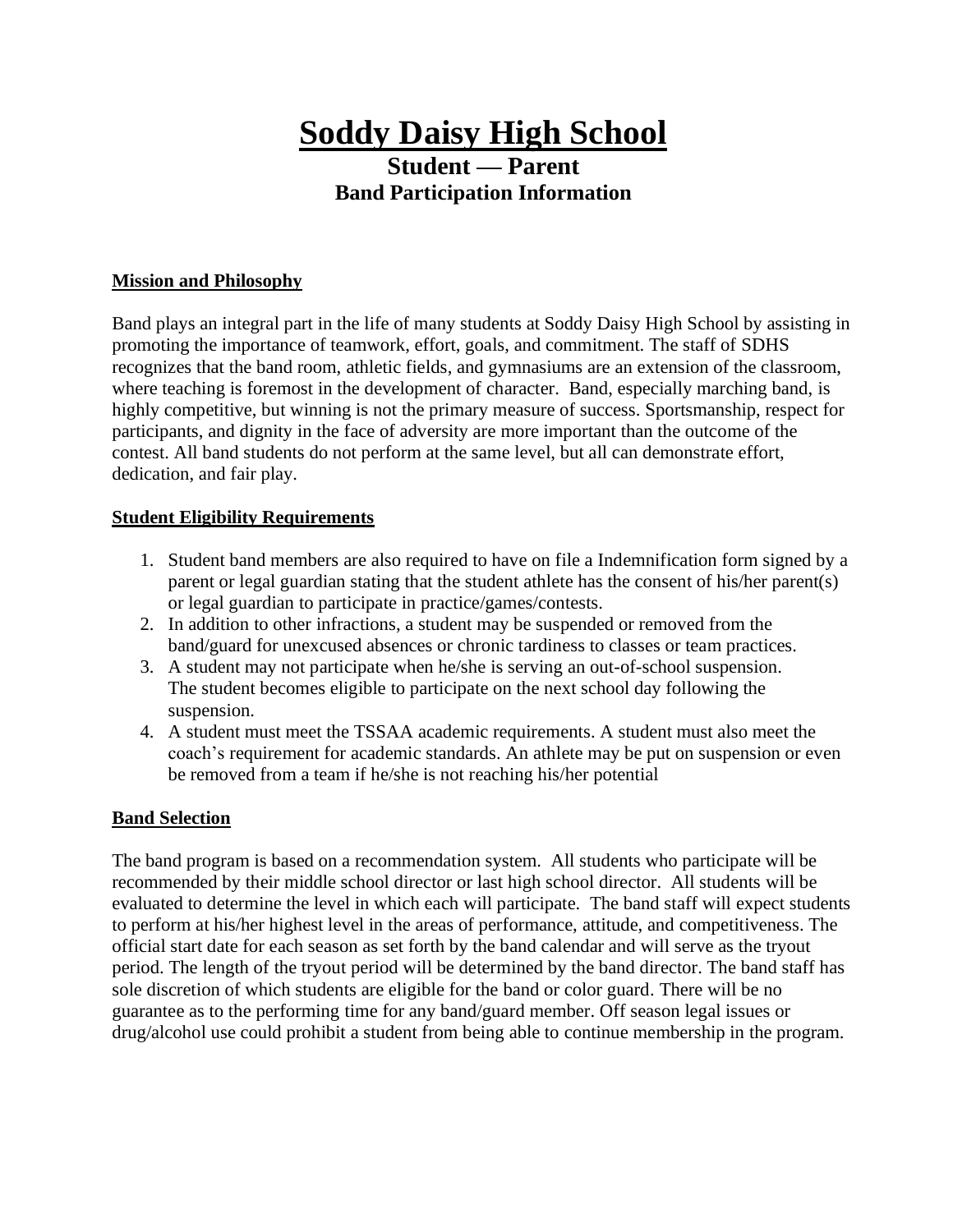# Soddy Daisy High School

## Student — Parent
## Band Participation Information

### Mission and Philosophy

Band plays an integral part in the life of many students at Soddy Daisy High School by assisting in promoting the importance of teamwork, effort, goals, and commitment. The staff of SDHS recognizes that the band room, athletic fields, and gymnasiums are an extension of the classroom, where teaching is foremost in the development of character. Band, especially marching band, is highly competitive, but winning is not the primary measure of success. Sportsmanship, respect for participants, and dignity in the face of adversity are more important than the outcome of the contest. All band students do not perform at the same level, but all can demonstrate effort, dedication, and fair play.

### Student Eligibility Requirements

1. Student band members are also required to have on file a Indemnification form signed by a parent or legal guardian stating that the student athlete has the consent of his/her parent(s) or legal guardian to participate in practice/games/contests.
2. In addition to other infractions, a student may be suspended or removed from the band/guard for unexcused absences or chronic tardiness to classes or team practices.
3. A student may not participate when he/she is serving an out-of-school suspension. The student becomes eligible to participate on the next school day following the suspension.
4. A student must meet the TSSAA academic requirements. A student must also meet the coach's requirement for academic standards. An athlete may be put on suspension or even be removed from a team if he/she is not reaching his/her potential

### Band Selection

The band program is based on a recommendation system. All students who participate will be recommended by their middle school director or last high school director. All students will be evaluated to determine the level in which each will participate. The band staff will expect students to perform at his/her highest level in the areas of performance, attitude, and competitiveness. The official start date for each season as set forth by the band calendar and will serve as the tryout period. The length of the tryout period will be determined by the band director. The band staff has sole discretion of which students are eligible for the band or color guard. There will be no guarantee as to the performing time for any band/guard member. Off season legal issues or drug/alcohol use could prohibit a student from being able to continue membership in the program.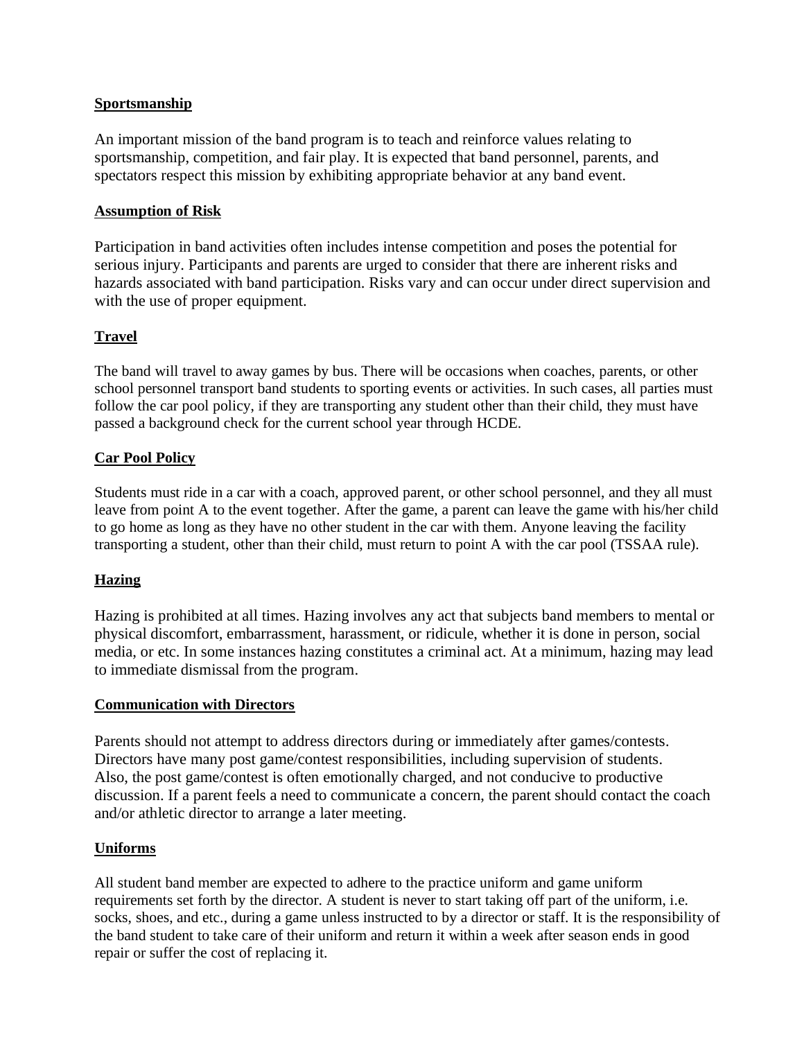**Sportsmanship**

An important mission of the band program is to teach and reinforce values relating to sportsmanship, competition, and fair play. It is expected that band personnel, parents, and spectators respect this mission by exhibiting appropriate behavior at any band event.

**Assumption of Risk**

Participation in band activities often includes intense competition and poses the potential for serious injury. Participants and parents are urged to consider that there are inherent risks and hazards associated with band participation. Risks vary and can occur under direct supervision and with the use of proper equipment.

**Travel**

The band will travel to away games by bus. There will be occasions when coaches, parents, or other school personnel transport band students to sporting events or activities. In such cases, all parties must follow the car pool policy, if they are transporting any student other than their child, they must have passed a background check for the current school year through HCDE.

**Car Pool Policy**

Students must ride in a car with a coach, approved parent, or other school personnel, and they all must leave from point A to the event together. After the game, a parent can leave the game with his/her child to go home as long as they have no other student in the car with them. Anyone leaving the facility transporting a student, other than their child, must return to point A with the car pool (TSSAA rule).

**Hazing**

Hazing is prohibited at all times. Hazing involves any act that subjects band members to mental or physical discomfort, embarrassment, harassment, or ridicule, whether it is done in person, social media, or etc. In some instances hazing constitutes a criminal act. At a minimum, hazing may lead to immediate dismissal from the program.

**Communication with Directors**

Parents should not attempt to address directors during or immediately after games/contests. Directors have many post game/contest responsibilities, including supervision of students. Also, the post game/contest is often emotionally charged, and not conducive to productive discussion. If a parent feels a need to communicate a concern, the parent should contact the coach and/or athletic director to arrange a later meeting.

**Uniforms**

All student band member are expected to adhere to the practice uniform and game uniform requirements set forth by the director. A student is never to start taking off part of the uniform, i.e. socks, shoes, and etc., during a game unless instructed to by a director or staff. It is the responsibility of the band student to take care of their uniform and return it within a week after season ends in good repair or suffer the cost of replacing it.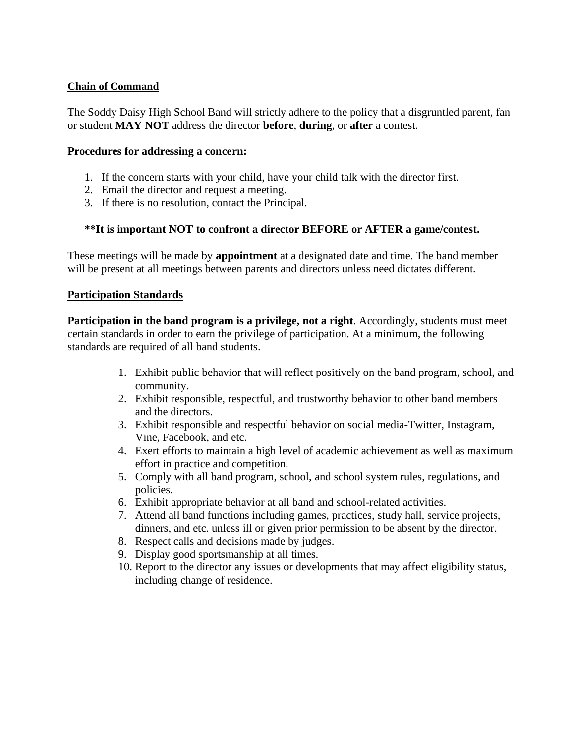## Chain of Command

The Soddy Daisy High School Band will strictly adhere to the policy that a disgruntled parent, fan or student **MAY NOT** address the director **before**, **during**, or **after** a contest.

**Procedures for addressing a concern:**

1. If the concern starts with your child, have your child talk with the director first.
2. Email the director and request a meeting.
3. If there is no resolution, contact the Principal.

**\*\*It is important NOT to confront a director BEFORE or AFTER a game/contest.**

These meetings will be made by **appointment** at a designated date and time. The band member will be present at all meetings between parents and directors unless need dictates different.

## Participation Standards

**Participation in the band program is a privilege, not a right**. Accordingly, students must meet certain standards in order to earn the privilege of participation. At a minimum, the following standards are required of all band students.

1. Exhibit public behavior that will reflect positively on the band program, school, and community.
2. Exhibit responsible, respectful, and trustworthy behavior to other band members and the directors.
3. Exhibit responsible and respectful behavior on social media-Twitter, Instagram, Vine, Facebook, and etc.
4. Exert efforts to maintain a high level of academic achievement as well as maximum effort in practice and competition.
5. Comply with all band program, school, and school system rules, regulations, and policies.
6. Exhibit appropriate behavior at all band and school-related activities.
7. Attend all band functions including games, practices, study hall, service projects, dinners, and etc. unless ill or given prior permission to be absent by the director.
8. Respect calls and decisions made by judges.
9. Display good sportsmanship at all times.
10. Report to the director any issues or developments that may affect eligibility status, including change of residence.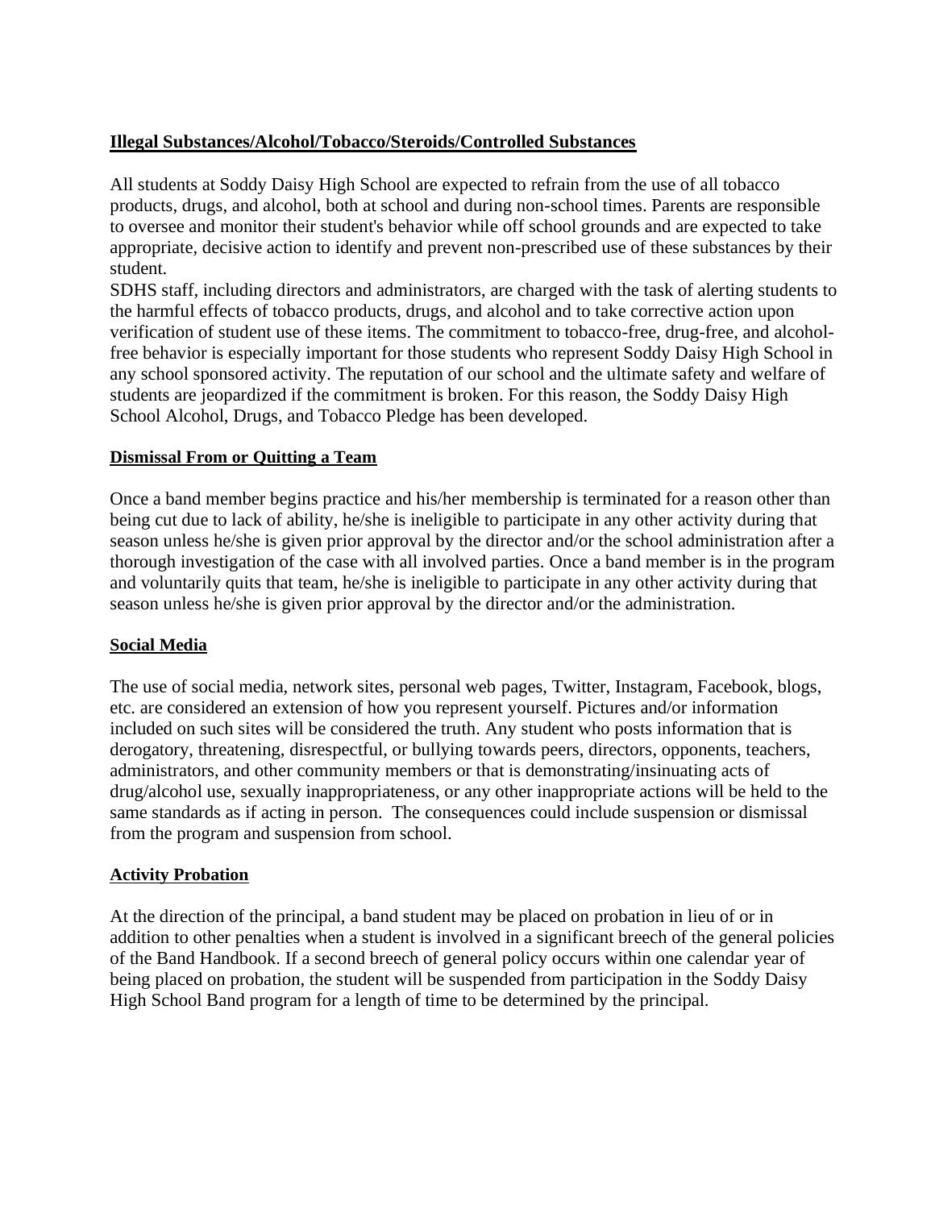**Illegal Substances/Alcohol/Tobacco/Steroids/Controlled Substances**

All students at Soddy Daisy High School are expected to refrain from the use of all tobacco products, drugs, and alcohol, both at school and during non-school times. Parents are responsible to oversee and monitor their student's behavior while off school grounds and are expected to take appropriate, decisive action to identify and prevent non-prescribed use of these substances by their student.

SDHS staff, including directors and administrators, are charged with the task of alerting students to the harmful effects of tobacco products, drugs, and alcohol and to take corrective action upon verification of student use of these items. The commitment to tobacco-free, drug-free, and alcohol-free behavior is especially important for those students who represent Soddy Daisy High School in any school sponsored activity. The reputation of our school and the ultimate safety and welfare of students are jeopardized if the commitment is broken. For this reason, the Soddy Daisy High School Alcohol, Drugs, and Tobacco Pledge has been developed.

**Dismissal From or Quitting a Team**

Once a band member begins practice and his/her membership is terminated for a reason other than being cut due to lack of ability, he/she is ineligible to participate in any other activity during that season unless he/she is given prior approval by the director and/or the school administration after a thorough investigation of the case with all involved parties. Once a band member is in the program and voluntarily quits that team, he/she is ineligible to participate in any other activity during that season unless he/she is given prior approval by the director and/or the administration.

**Social Media**

The use of social media, network sites, personal web pages, Twitter, Instagram, Facebook, blogs, etc. are considered an extension of how you represent yourself. Pictures and/or information included on such sites will be considered the truth. Any student who posts information that is derogatory, threatening, disrespectful, or bullying towards peers, directors, opponents, teachers, administrators, and other community members or that is demonstrating/insinuating acts of drug/alcohol use, sexually inappropriateness, or any other inappropriate actions will be held to the same standards as if acting in person. The consequences could include suspension or dismissal from the program and suspension from school.

**Activity Probation**

At the direction of the principal, a band student may be placed on probation in lieu of or in addition to other penalties when a student is involved in a significant breech of the general policies of the Band Handbook. If a second breech of general policy occurs within one calendar year of being placed on probation, the student will be suspended from participation in the Soddy Daisy High School Band program for a length of time to be determined by the principal.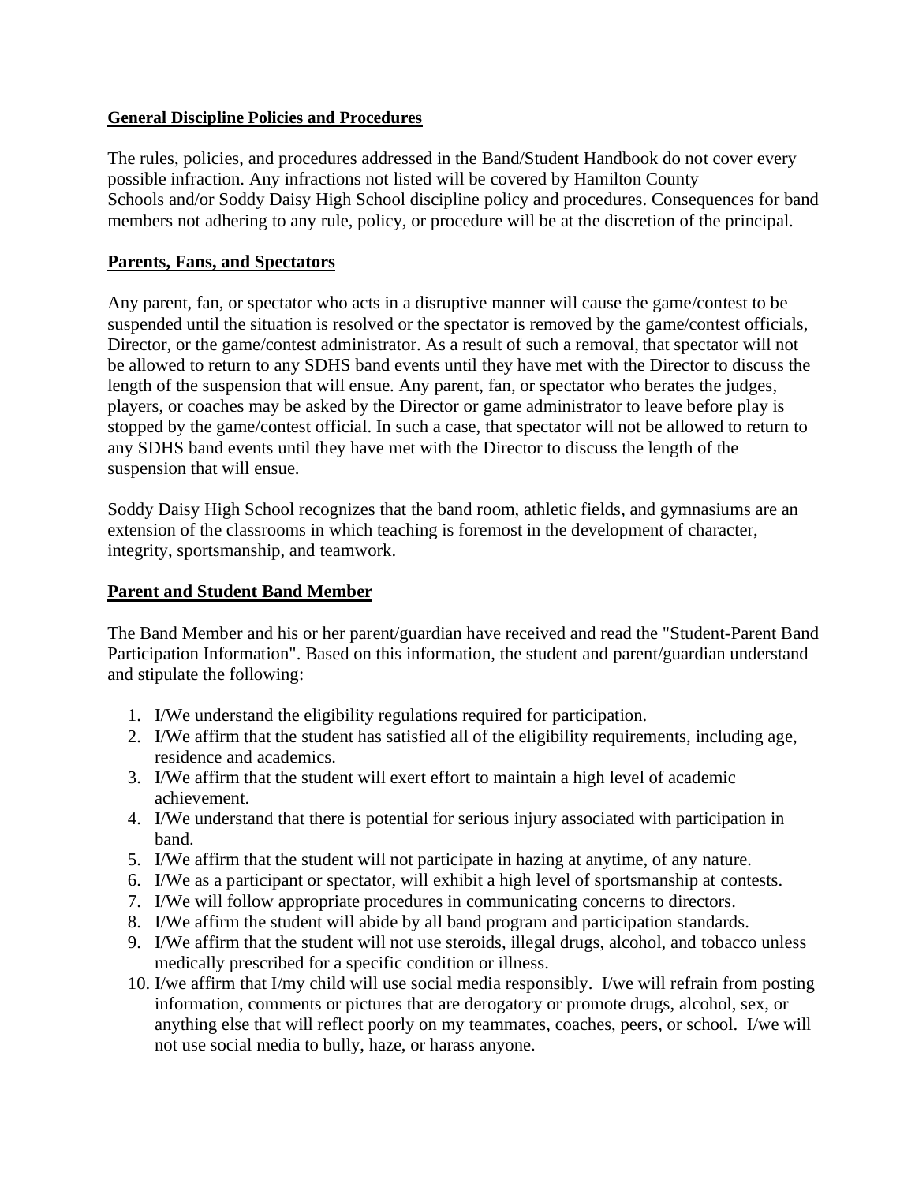**General Discipline Policies and Procedures**

The rules, policies, and procedures addressed in the Band/Student Handbook do not cover every possible infraction. Any infractions not listed will be covered by Hamilton County Schools and/or Soddy Daisy High School discipline policy and procedures. Consequences for band members not adhering to any rule, policy, or procedure will be at the discretion of the principal.

**Parents, Fans, and Spectators**

Any parent, fan, or spectator who acts in a disruptive manner will cause the game/contest to be suspended until the situation is resolved or the spectator is removed by the game/contest officials, Director, or the game/contest administrator. As a result of such a removal, that spectator will not be allowed to return to any SDHS band events until they have met with the Director to discuss the length of the suspension that will ensue. Any parent, fan, or spectator who berates the judges, players, or coaches may be asked by the Director or game administrator to leave before play is stopped by the game/contest official. In such a case, that spectator will not be allowed to return to any SDHS band events until they have met with the Director to discuss the length of the suspension that will ensue.

Soddy Daisy High School recognizes that the band room, athletic fields, and gymnasiums are an extension of the classrooms in which teaching is foremost in the development of character, integrity, sportsmanship, and teamwork.

**Parent and Student Band Member**

The Band Member and his or her parent/guardian have received and read the "Student-Parent Band Participation Information". Based on this information, the student and parent/guardian understand and stipulate the following:

1. I/We understand the eligibility regulations required for participation.
2. I/We affirm that the student has satisfied all of the eligibility requirements, including age, residence and academics.
3. I/We affirm that the student will exert effort to maintain a high level of academic achievement.
4. I/We understand that there is potential for serious injury associated with participation in band.
5. I/We affirm that the student will not participate in hazing at anytime, of any nature.
6. I/We as a participant or spectator, will exhibit a high level of sportsmanship at contests.
7. I/We will follow appropriate procedures in communicating concerns to directors.
8. I/We affirm the student will abide by all band program and participation standards.
9. I/We affirm that the student will not use steroids, illegal drugs, alcohol, and tobacco unless medically prescribed for a specific condition or illness.
10. I/we affirm that I/my child will use social media responsibly. I/we will refrain from posting information, comments or pictures that are derogatory or promote drugs, alcohol, sex, or anything else that will reflect poorly on my teammates, coaches, peers, or school. I/we will not use social media to bully, haze, or harass anyone.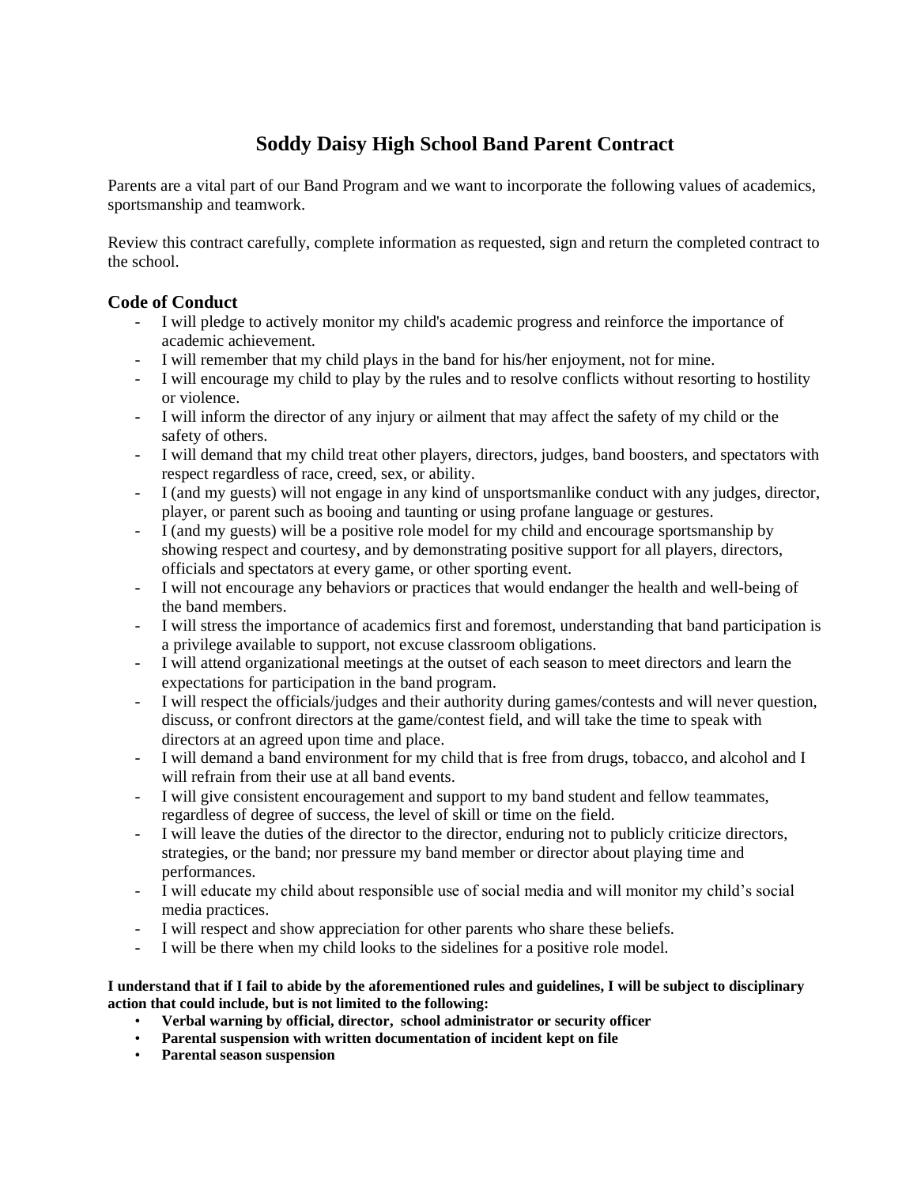# Soddy Daisy High School Band Parent Contract

Parents are a vital part of our Band Program and we want to incorporate the following values of academics, sportsmanship and teamwork.

Review this contract carefully, complete information as requested, sign and return the completed contract to the school.

## Code of Conduct

- I will pledge to actively monitor my child's academic progress and reinforce the importance of academic achievement.
- I will remember that my child plays in the band for his/her enjoyment, not for mine.
- I will encourage my child to play by the rules and to resolve conflicts without resorting to hostility or violence.
- I will inform the director of any injury or ailment that may affect the safety of my child or the safety of others.
- I will demand that my child treat other players, directors, judges, band boosters, and spectators with respect regardless of race, creed, sex, or ability.
- I (and my guests) will not engage in any kind of unsportsmanlike conduct with any judges, director, player, or parent such as booing and taunting or using profane language or gestures.
- I (and my guests) will be a positive role model for my child and encourage sportsmanship by showing respect and courtesy, and by demonstrating positive support for all players, directors, officials and spectators at every game, or other sporting event.
- I will not encourage any behaviors or practices that would endanger the health and well-being of the band members.
- I will stress the importance of academics first and foremost, understanding that band participation is a privilege available to support, not excuse classroom obligations.
- I will attend organizational meetings at the outset of each season to meet directors and learn the expectations for participation in the band program.
- I will respect the officials/judges and their authority during games/contests and will never question, discuss, or confront directors at the game/contest field, and will take the time to speak with directors at an agreed upon time and place.
- I will demand a band environment for my child that is free from drugs, tobacco, and alcohol and I will refrain from their use at all band events.
- I will give consistent encouragement and support to my band student and fellow teammates, regardless of degree of success, the level of skill or time on the field.
- I will leave the duties of the director to the director, enduring not to publicly criticize directors, strategies, or the band; nor pressure my band member or director about playing time and performances.
- I will educate my child about responsible use of social media and will monitor my child's social media practices.
- I will respect and show appreciation for other parents who share these beliefs.
- I will be there when my child looks to the sidelines for a positive role model.

**I understand that if I fail to abide by the aforementioned rules and guidelines, I will be subject to disciplinary action that could include, but is not limited to the following:**

- **Verbal warning by official, director, school administrator or security officer**
- **Parental suspension with written documentation of incident kept on file**
- **Parental season suspension**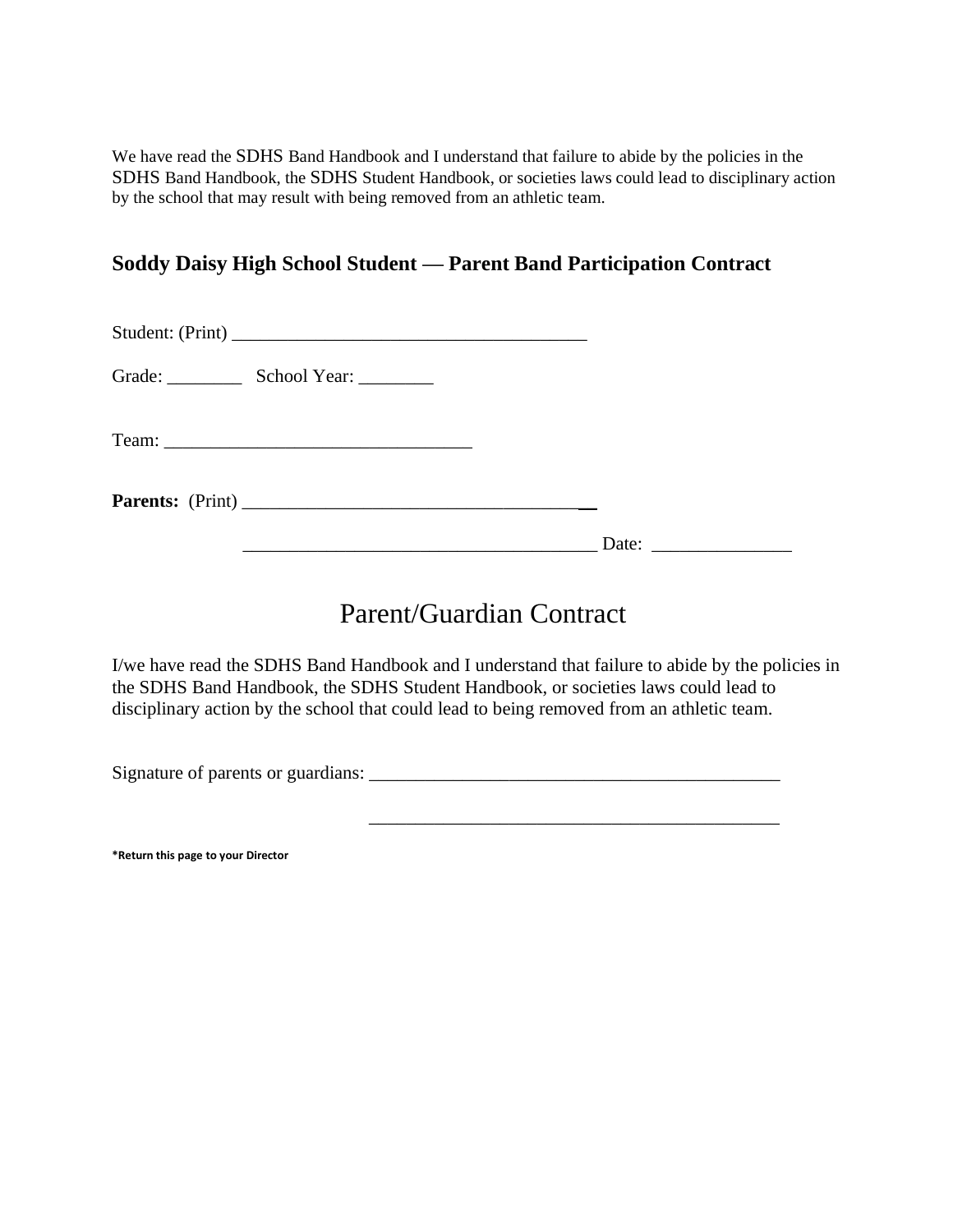We have read the SDHS Band Handbook and I understand that failure to abide by the policies in the SDHS Band Handbook, the SDHS Student Handbook, or societies laws could lead to disciplinary action by the school that may result with being removed from an athletic team.

### Soddy Daisy High School Student — Parent Band Participation Contract

Student: (Print) ______________________________________

Grade: ________ School Year: ________

Team: ________________________________

**Parents:** (Print) _____________________________________

_____________________________________ Date: _______________

## Parent/Guardian Contract

I/we have read the SDHS Band Handbook and I understand that failure to abide by the policies in the SDHS Band Handbook, the SDHS Student Handbook, or societies laws could lead to disciplinary action by the school that could lead to being removed from an athletic team.

Signature of parents or guardians: ____________________________________________

____________________________________________

**\*Return this page to your Director**